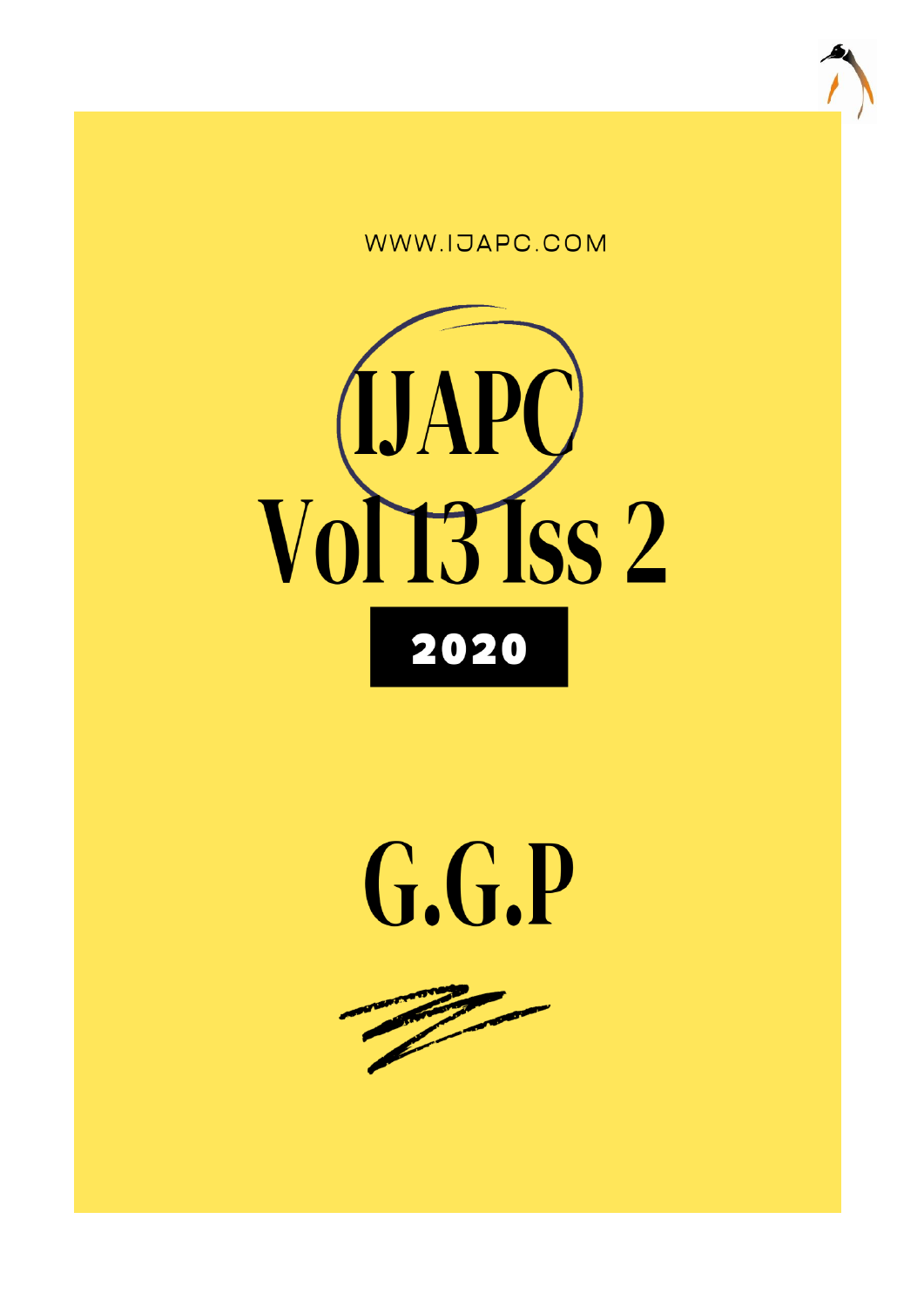WWW.IJAPC.COM

# IJAPC

# Vol 13 Iss 2

**2020**

# G.G.P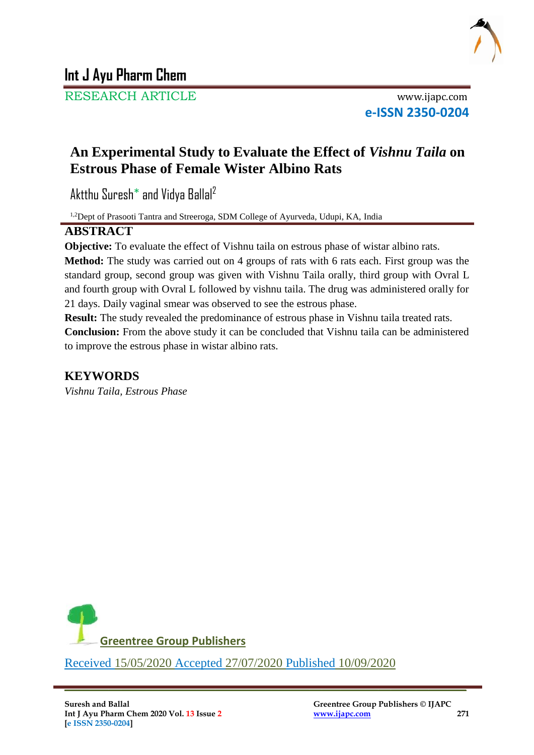# Int J Ayu Pharm Chem

RESEARCH ARTICLE

www.ijapc.com

**e-ISSN 2350-0204**

## An Experimental Study to Evaluate the Effect of *Vishnu Taila* on Estrous Phase of Female Wister Albino Rats

Aktthu Suresh* and Vidya Ballal[2]

[1,2]Dept of Prasooti Tantra and Streeroga, SDM College of Ayurveda, Udupi, KA, India

## ABSTRACT

**Objective:** To evaluate the effect of Vishnu taila on estrous phase of wistar albino rats.

**Method:** The study was carried out on 4 groups of rats with 6 rats each. First group was the standard group, second group was given with Vishnu Taila orally, third group with Ovral L and fourth group with Ovral L followed by vishnu taila. The drug was administered orally for 21 days. Daily vaginal smear was observed to see the estrous phase.

**Result:** The study revealed the predominance of estrous phase in Vishnu taila treated rats.

**Conclusion:** From the above study it can be concluded that Vishnu taila can be administered to improve the estrous phase in wistar albino rats.

## KEYWORDS

*Vishnu Taila, Estrous Phase*

Greentree Group Publishers

Received 15/05/2020 Accepted 27/07/2020 Published 10/09/2020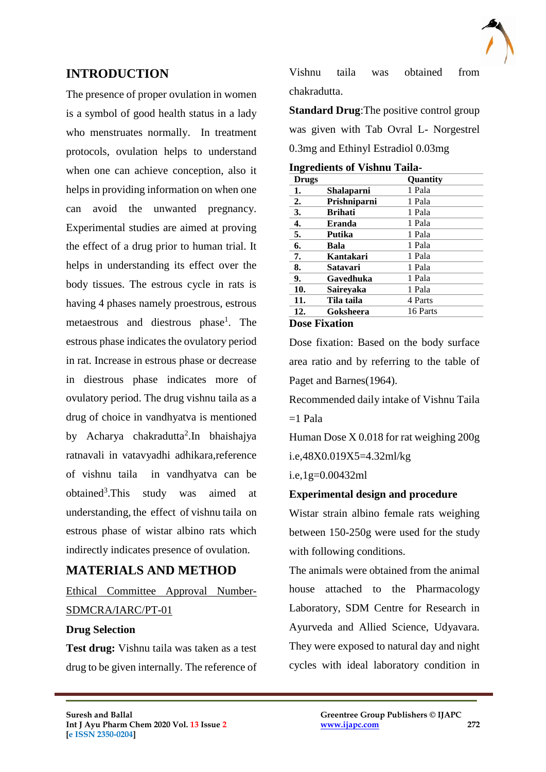## INTRODUCTION

The presence of proper ovulation in women is a symbol of good health status in a lady who menstruates normally. In treatment protocols, ovulation helps to understand when one can achieve conception, also it helps in providing information on when one can avoid the unwanted pregnancy. Experimental studies are aimed at proving the effect of a drug prior to human trial. It helps in understanding its effect over the body tissues. The estrous cycle in rats is having 4 phases namely proestrous, estrous metaestrous and diestrous phase[1]. The estrous phase indicates the ovulatory period in rat. Increase in estrous phase or decrease in diestrous phase indicates more of ovulatory period. The drug vishnu taila as a drug of choice in vandhyatva is mentioned by Acharya chakradutta[2].In bhaishajya ratnavali in vatavyadhi adhikara,reference of vishnu taila in vandhyatva can be obtained[3].This study was aimed at understanding, the effect of vishnu taila on estrous phase of wistar albino rats which indirectly indicates presence of ovulation.

## MATERIALS AND METHOD

Ethical Committee Approval Number- SDMCRA/IARC/PT-01

### Drug Selection

**Test drug:** Vishnu taila was taken as a test drug to be given internally. The reference of Vishnu taila was obtained from chakradutta.

**Standard Drug**:The positive control group was given with Tab Ovral L- Norgestrel 0.3mg and Ethinyl Estradiol 0.03mg

**Ingredients of Vishnu Taila-**

| Drugs | | Quantity |
|---|---|---|
| **1.** | **Shalaparni** | 1 Pala |
| **2.** | **Prishniparni** | 1 Pala |
| **3.** | **Brihati** | 1 Pala |
| **4.** | **Eranda** | 1 Pala |
| **5.** | **Putika** | 1 Pala |
| **6.** | **Bala** | 1 Pala |
| **7.** | **Kantakari** | 1 Pala |
| **8.** | **Satavari** | 1 Pala |
| **9.** | **Gavedhuka** | 1 Pala |
| **10.** | **Saireyaka** | 1 Pala |
| **11.** | **Tila taila** | 4 Parts |
| **12.** | **Goksheera** | 16 Parts |

### Dose Fixation

Dose fixation: Based on the body surface area ratio and by referring to the table of Paget and Barnes(1964).

Recommended daily intake of Vishnu Taila =1 Pala

Human Dose X 0.018 for rat weighing 200g

i.e,48X0.019X5=4.32ml/kg

i.e,1g=0.00432ml

### Experimental design and procedure

Wistar strain albino female rats weighing between 150-250g were used for the study with following conditions.

The animals were obtained from the animal house attached to the Pharmacology Laboratory, SDM Centre for Research in Ayurveda and Allied Science, Udyavara. They were exposed to natural day and night cycles with ideal laboratory condition in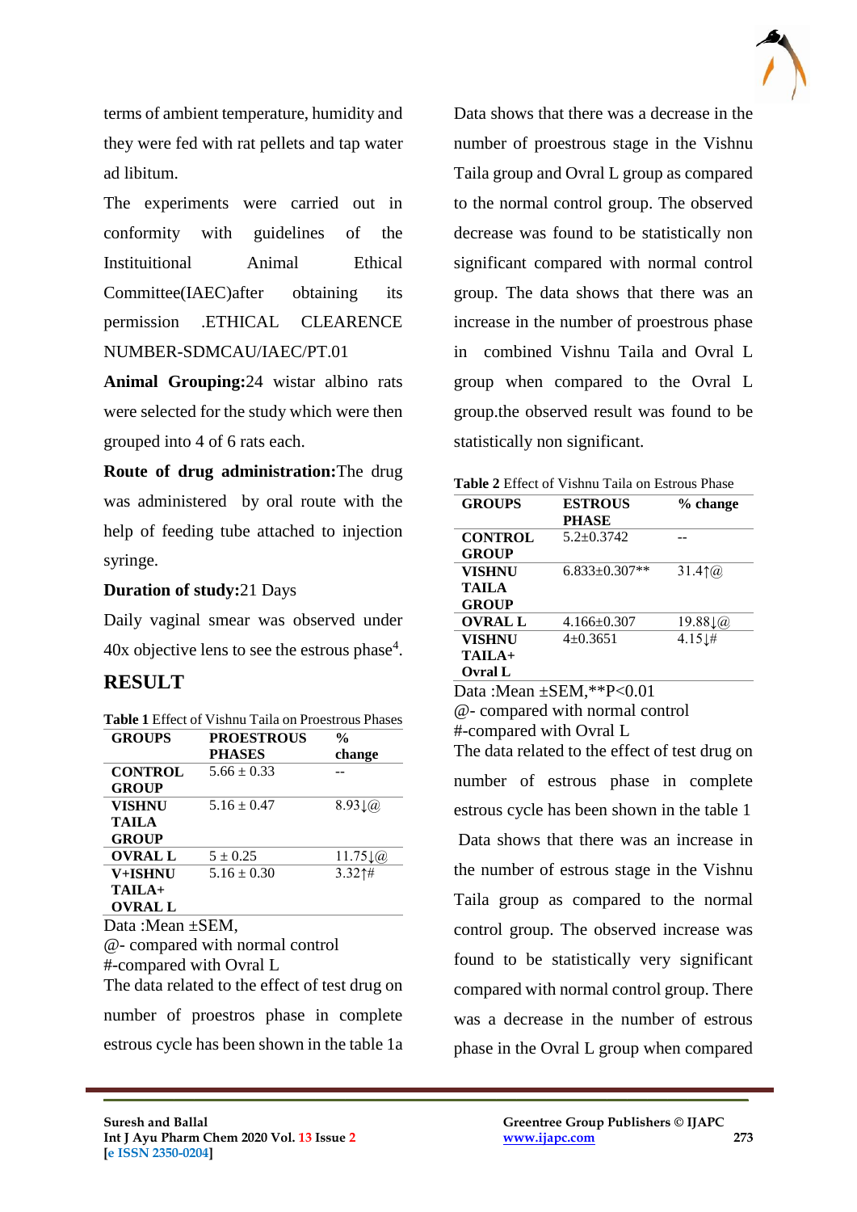terms of ambient temperature, humidity and they were fed with rat pellets and tap water ad libitum.

The experiments were carried out in conformity with guidelines of the Instituitional Animal Ethical Committee(IAEC)after obtaining its permission .ETHICAL CLEARENCE NUMBER-SDMCAU/IAEC/PT.01

**Animal Grouping:**24 wistar albino rats were selected for the study which were then grouped into 4 of 6 rats each.

**Route of drug administration:**The drug was administered by oral route with the help of feeding tube attached to injection syringe.

**Duration of study:**21 Days

Daily vaginal smear was observed under 40x objective lens to see the estrous phase[4].

## RESULT

**Table 1** Effect of Vishnu Taila on Proestrous Phases

| GROUPS | PROESTROUS PHASES | % change |
|---|---|---|
| CONTROL GROUP | 5.66 ± 0.33 | -- |
| VISHNU TAILA GROUP | 5.16 ± 0.47 | 8.93↓@ |
| OVRAL L | 5 ± 0.25 | 11.75↓@ |
| V+ISHNU TAILA+ OVRAL L | 5.16 ± 0.30 | 3.32↑# |

Data :Mean ±SEM,
@- compared with normal control
#-compared with Ovral L

The data related to the effect of test drug on number of proestros phase in complete estrous cycle has been shown in the table 1a

Data shows that there was a decrease in the number of proestrous stage in the Vishnu Taila group and Ovral L group as compared to the normal control group. The observed decrease was found to be statistically non significant compared with normal control group. The data shows that there was an increase in the number of proestrous phase in combined Vishnu Taila and Ovral L group when compared to the Ovral L group.the observed result was found to be statistically non significant.

**Table 2** Effect of Vishnu Taila on Estrous Phase

| GROUPS | ESTROUS PHASE | % change |
|---|---|---|
| CONTROL GROUP | 5.2±0.3742 | -- |
| VISHNU TAILA GROUP | 6.833±0.307** | 31.4↑@ |
| OVRAL L | 4.166±0.307 | 19.88↓@ |
| VISHNU TAILA+ Ovral L | 4±0.3651 | 4.15↓# |

Data :Mean ±SEM,**P<0.01
@- compared with normal control
#-compared with Ovral L

The data related to the effect of test drug on number of estrous phase in complete estrous cycle has been shown in the table 1

Data shows that there was an increase in the number of estrous stage in the Vishnu Taila group as compared to the normal control group. The observed increase was found to be statistically very significant compared with normal control group. There was a decrease in the number of estrous phase in the Ovral L group when compared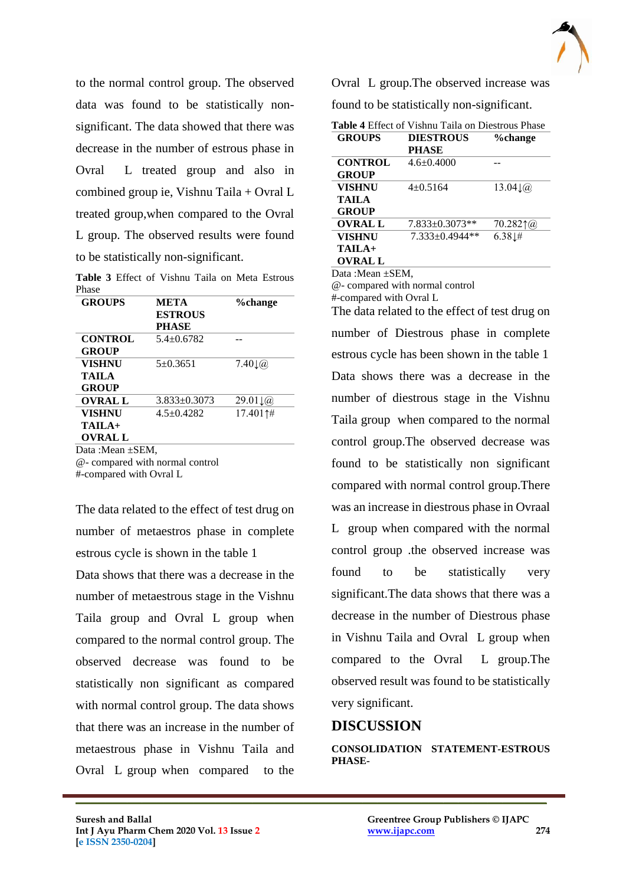to the normal control group. The observed data was found to be statistically non-significant. The data showed that there was decrease in the number of estrous phase in Ovral L treated group and also in combined group ie, Vishnu Taila + Ovral L treated group,when compared to the Ovral L group. The observed results were found to be statistically non-significant.

**Table 3** Effect of Vishnu Taila on Meta Estrous Phase

| GROUPS | META ESTROUS PHASE | %change |
|---|---|---|
| **CONTROL GROUP** | 5.4±0.6782 | -- |
| **VISHNU TAILA GROUP** | 5±0.3651 | 7.40↓@ |
| **OVRAL L** | 3.833±0.3073 | 29.01↓@ |
| **VISHNU TAILA+ OVRAL L** | 4.5±0.4282 | 17.401↑# |

Data :Mean ±SEM,
@- compared with normal control
#-compared with Ovral L

The data related to the effect of test drug on number of metaestros phase in complete estrous cycle is shown in the table 1

Data shows that there was a decrease in the number of metaestrous stage in the Vishnu Taila group and Ovral L group when compared to the normal control group. The observed decrease was found to be statistically non significant as compared with normal control group. The data shows that there was an increase in the number of metaestrous phase in Vishnu Taila and Ovral L group when compared to the Ovral L group.The observed increase was found to be statistically non-significant.

**Table 4** Effect of Vishnu Taila on Diestrous Phase

| GROUPS | DIESTROUS PHASE | %change |
|---|---|---|
| **CONTROL GROUP** | 4.6±0.4000 | -- |
| **VISHNU TAILA GROUP** | 4±0.5164 | 13.04↓@ |
| **OVRAL L** | 7.833±0.3073** | 70.282↑@ |
| **VISHNU TAILA+ OVRAL L** | 7.333±0.4944** | 6.38↓# |

Data :Mean ±SEM,
@- compared with normal control
#-compared with Ovral L

The data related to the effect of test drug on number of Diestrous phase in complete estrous cycle has been shown in the table 1

Data shows there was a decrease in the number of diestrous stage in the Vishnu Taila group when compared to the normal control group.The observed decrease was found to be statistically non significant compared with normal control group.There was an increase in diestrous phase in Ovraal L group when compared with the normal control group .the observed increase was found to be statistically very significant.The data shows that there was a decrease in the number of Diestrous phase in Vishnu Taila and Ovral L group when compared to the Ovral L group.The observed result was found to be statistically very significant.

## DISCUSSION

**CONSOLIDATION STATEMENT-ESTROUS PHASE-**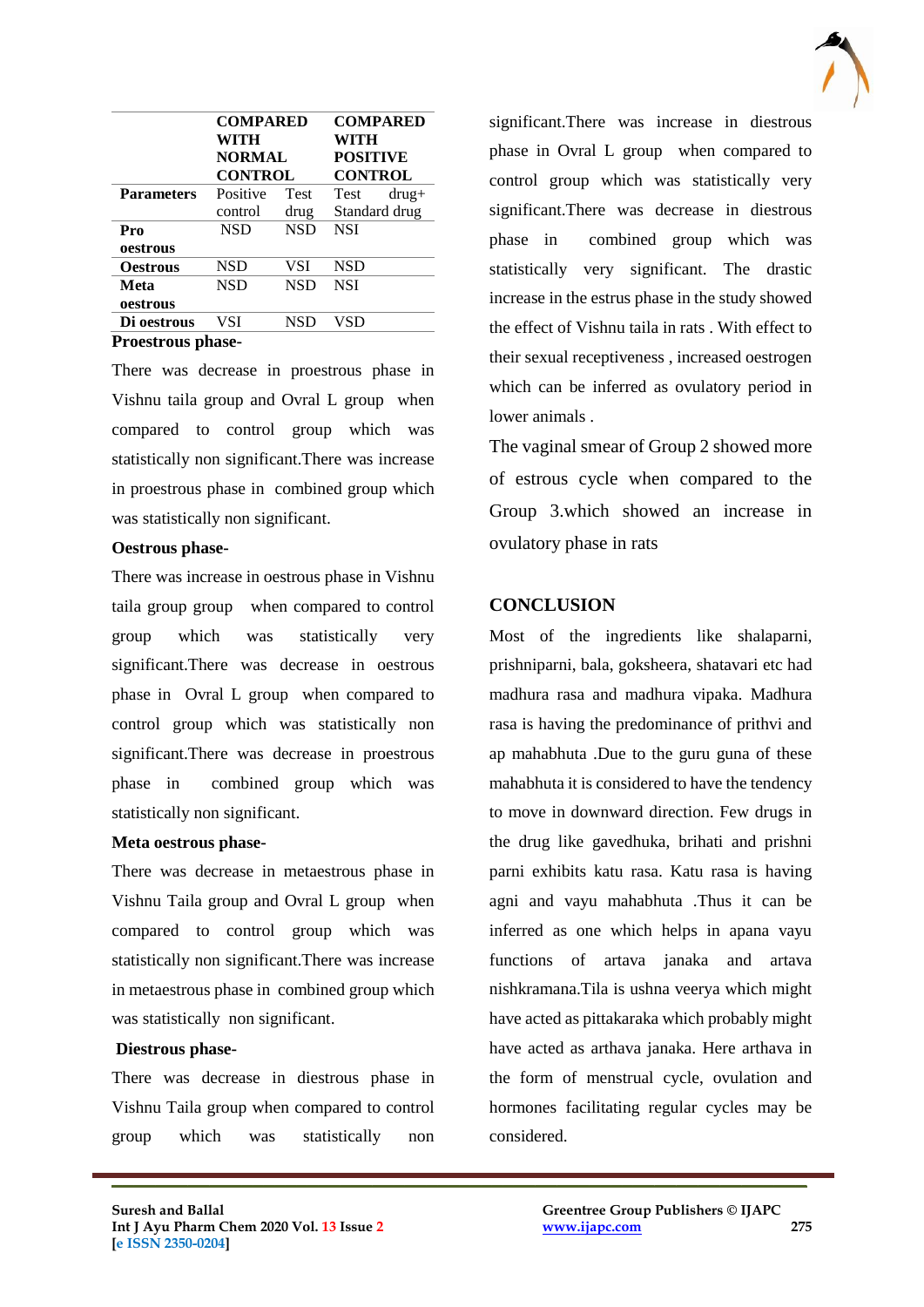| | COMPARED WITH NORMAL CONTROL | | COMPARED WITH POSITIVE CONTROL |
|---|---|---|---|
| **Parameters** | Positive control | Test drug | Test drug+ Standard drug |
| **Pro oestrous** | NSD | NSD | NSI |
| **Oestrous** | NSD | VSI | NSD |
| **Meta oestrous** | NSD | NSD | NSI |
| **Di oestrous** | VSI | NSD | VSD |

**Proestrous phase-**

There was decrease in proestrous phase in Vishnu taila group and Ovral L group when compared to control group which was statistically non significant.There was increase in proestrous phase in combined group which was statistically non significant.

**Oestrous phase-**

There was increase in oestrous phase in Vishnu taila group group when compared to control group which was statistically very significant.There was decrease in oestrous phase in Ovral L group when compared to control group which was statistically non significant.There was decrease in proestrous phase in combined group which was statistically non significant.

**Meta oestrous phase-**

There was decrease in metaestrous phase in Vishnu Taila group and Ovral L group when compared to control group which was statistically non significant.There was increase in metaestrous phase in combined group which was statistically non significant.

**Diestrous phase-**

There was decrease in diestrous phase in Vishnu Taila group when compared to control group which was statistically non significant.There was increase in diestrous phase in Ovral L group when compared to control group which was statistically very significant.There was decrease in diestrous phase in combined group which was statistically very significant. The drastic increase in the estrus phase in the study showed the effect of Vishnu taila in rats . With effect to their sexual receptiveness , increased oestrogen which can be inferred as ovulatory period in lower animals .

The vaginal smear of Group 2 showed more of estrous cycle when compared to the Group 3.which showed an increase in ovulatory phase in rats

## CONCLUSION

Most of the ingredients like shalaparni, prishniparni, bala, goksheera, shatavari etc had madhura rasa and madhura vipaka. Madhura rasa is having the predominance of prithvi and ap mahabhuta .Due to the guru guna of these mahabhuta it is considered to have the tendency to move in downward direction. Few drugs in the drug like gavedhuka, brihati and prishni parni exhibits katu rasa. Katu rasa is having agni and vayu mahabhuta .Thus it can be inferred as one which helps in apana vayu functions of artava janaka and artava nishkramana.Tila is ushna veerya which might have acted as pittakaraka which probably might have acted as arthava janaka. Here arthava in the form of menstrual cycle, ovulation and hormones facilitating regular cycles may be considered.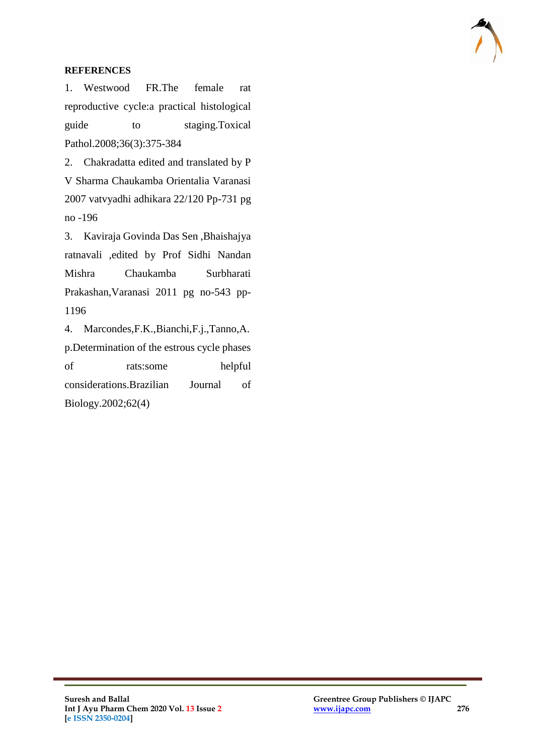## REFERENCES

1. Westwood FR.The female rat reproductive cycle:a practical histological guide to staging.Toxical Pathol.2008;36(3):375-384
2. Chakradatta edited and translated by P V Sharma Chaukamba Orientalia Varanasi 2007 vatvyadhi adhikara 22/120 Pp-731 pg no -196
3. Kaviraja Govinda Das Sen ,Bhaishajya ratnavali ,edited by Prof Sidhi Nandan Mishra Chaukamba Surbharati Prakashan,Varanasi 2011 pg no-543 pp-1196
4. Marcondes,F.K.,Bianchi,F.j.,Tanno,A. p.Determination of the estrous cycle phases of rats:some helpful considerations.Brazilian Journal of Biology.2002;62(4)